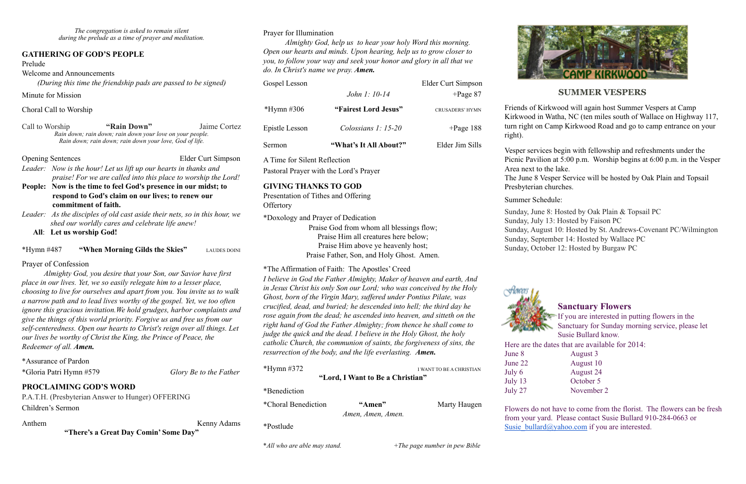*The congregation is asked to remain silent during the prelude as a time of prayer and meditation.*

## GATHERING OF GOD'S PEOPLE

Prelude

Welcome and Announcements

*(During this time the friendship pads are passed to be signed)*

Minute for Mission

Choral Call to Worship

Call to Worship — **"Rain Down"** — Jaime Cortez

*Rain down; rain down; rain down your love on your people.*
*Rain down; rain down; rain down your love, God of life.*

Opening Sentences — Elder Curt Simpson

*Leader: Now is the hour! Let us lift up our hearts in thanks and praise! For we are called into this place to worship the Lord!*

**People: Now is the time to feel God's presence in our midst; to respond to God's claim on our lives; to renew our commitment of faith.**

*Leader: As the disciples of old cast aside their nets, so in this hour, we shed our worldly cares and celebrate life anew!*

**All: Let us worship God!**

*Hymn #487 — **"When Morning Gilds the Skies"** — LAUDES DOINI

Prayer of Confession

*Almighty God, you desire that your Son, our Savior have first place in our lives. Yet, we so easily relegate him to a lesser place, choosing to live for ourselves and apart from you. You invite us to walk a narrow path and to lead lives worthy of the gospel. Yet, we too often ignore this gracious invitation.We hold grudges, harbor complaints and give the things of this world priority. Forgive us and free us from our self-centeredness. Open our hearts to Christ's reign over all things. Let our lives be worthy of Christ the King, the Prince of Peace, the Redeemer of all.* ***Amen.***

*Assurance of Pardon

*Gloria Patri Hymn #579 — *Glory Be to the Father*

## PROCLAIMING GOD'S WORD

P.A.T.H. (Presbyterian Answer to Hunger) OFFERING

Children's Sermon

Anthem — Kenny Adams

**"There's a Great Day Comin' Some Day"**

Prayer for Illumination

*Almighty God, help us to hear your holy Word this morning. Open our hearts and minds. Upon hearing, help us to grow closer to you, to follow your way and seek your honor and glory in all that we do. In Christ's name we pray.* ***Amen.***

Gospel Lesson — Elder Curt Simpson

*John 1: 10-14* — +Page 87

*Hymn #306 — **"Fairest Lord Jesus"** — CRUSADERS' HYMN

Epistle Lesson — *Colossians 1: 15-20* — +Page 188

Sermon — **"What's It All About?"** — Elder Jim Sills

A Time for Silent Reflection

Pastoral Prayer with the Lord's Prayer

## GIVING THANKS TO GOD

Presentation of Tithes and Offering

Offertory

*Doxology and Prayer of Dedication

Praise God from whom all blessings flow;
Praise Him all creatures here below;
Praise Him above ye heavenly host;
Praise Father, Son, and Holy Ghost. Amen.

*The Affirmation of Faith: The Apostles' Creed

*I believe in God the Father Almighty, Maker of heaven and earth, And in Jesus Christ his only Son our Lord; who was conceived by the Holy Ghost, born of the Virgin Mary, suffered under Pontius Pilate, was crucified, dead, and buried; he descended into hell; the third day he rose again from the dead; he ascended into heaven, and sitteth on the right hand of God the Father Almighty; from thence he shall come to judge the quick and the dead. I believe in the Holy Ghost, the holy catholic Church, the communion of saints, the forgiveness of sins, the resurrection of the body, and the life everlasting.* ***Amen.***

*Hymn #372 — I WANT TO BE A CHRISTIAN

**"Lord, I Want to Be a Christian"**

*Benediction

*Choral Benediction — **"Amen"** — Marty Haugen

*Amen, Amen, Amen.*

*Postlude

**All who are able may stand.* — *+The page number in pew Bible*

CAMP KIRKWOOD

## SUMMER VESPERS

Friends of Kirkwood will again host Summer Vespers at Camp Kirkwood in Watha, NC (ten miles south of Wallace on Highway 117, turn right on Camp Kirkwood Road and go to camp entrance on your right).

Vesper services begin with fellowship and refreshments under the Picnic Pavilion at 5:00 p.m. Worship begins at 6:00 p.m. in the Vesper Area next to the lake.

The June 8 Vesper Service will be hosted by Oak Plain and Topsail Presbyterian churches.

Summer Schedule:

Sunday, June 8: Hosted by Oak Plain & Topsail PC
Sunday, July 13: Hosted by Faison PC
Sunday, August 10: Hosted by St. Andrews-Covenant PC/Wilmington
Sunday, September 14: Hosted by Wallace PC
Sunday, October 12: Hosted by Burgaw PC

## Sanctuary Flowers

If you are interested in putting flowers in the Sanctuary for Sunday morning service, please let Susie Bullard know.

Here are the dates that are available for 2014:

| | |
|---|---|
| June 8 | August 3 |
| June 22 | August 10 |
| July 6 | August 24 |
| July 13 | October 5 |
| July 27 | November 2 |

Flowers do not have to come from the florist. The flowers can be fresh from your yard. Please contact Susie Bullard 910-284-0663 or Susie_bullard@yahoo.com if you are interested.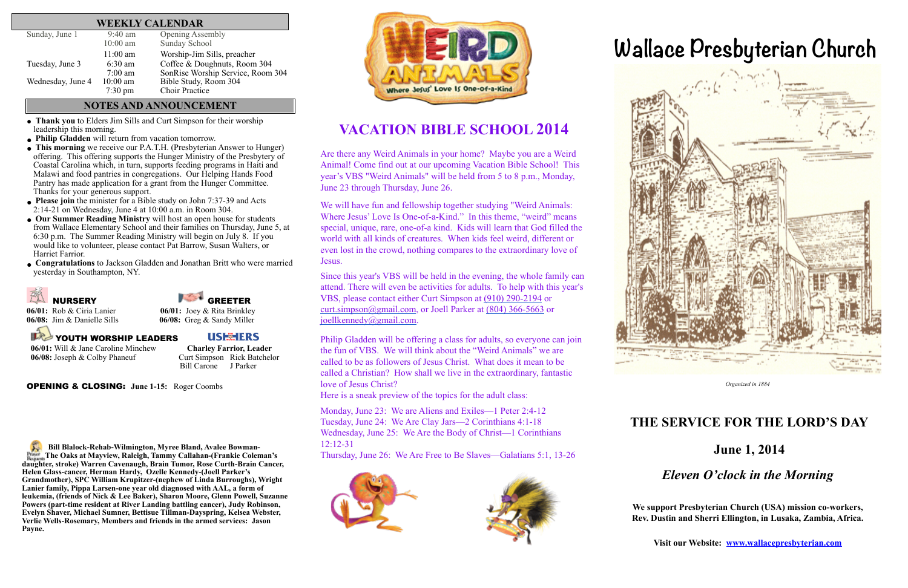## WEEKLY CALENDAR

| | | |
|---|---|---|
| Sunday, June 1 | 9:40 am | Opening Assembly |
| | 10:00 am | Sunday School |
| | 11:00 am | Worship-Jim Sills, preacher |
| Tuesday, June 3 | 6:30 am | Coffee & Doughnuts, Room 304 |
| | 7:00 am | SonRise Worship Service, Room 304 |
| Wednesday, June 4 | 10:00 am | Bible Study, Room 304 |
| | 7:30 pm | Choir Practice |

## NOTES AND ANNOUNCEMENT

- **Thank you** to Elders Jim Sills and Curt Simpson for their worship leadership this morning.
- **Philip Gladden** will return from vacation tomorrow.
- **This morning** we receive our P.A.T.H. (Presbyterian Answer to Hunger) offering. This offering supports the Hunger Ministry of the Presbytery of Coastal Carolina which, in turn, supports feeding programs in Haiti and Malawi and food pantries in congregations. Our Helping Hands Food Pantry has made application for a grant from the Hunger Committee. Thanks for your generous support.
- **Please join** the minister for a Bible study on John 7:37-39 and Acts 2:14-21 on Wednesday, June 4 at 10:00 a.m. in Room 304.
- **Our Summer Reading Ministry** will host an open house for students from Wallace Elementary School and their families on Thursday, June 5, at 6:30 p.m. The Summer Reading Ministry will begin on July 8. If you would like to volunteer, please contact Pat Barrow, Susan Walters, or Harriet Farrior.
- **Congratulations** to Jackson Gladden and Jonathan Britt who were married yesterday in Southampton, NY.

**NURSERY**
**06/01:** Rob & Ciria Lanier
**06/08:** Jim & Danielle Sills

**GREETER**
**06/01:** Joey & Rita Brinkley
**06/08:** Greg & Sandy Miller

**YOUTH WORSHIP LEADERS**
**06/01:** Will & Jane Caroline Minchew
**06/08:** Joseph & Colby Phaneuf

**USHERS**
**Charley Farrior, Leader**
Curt Simpson Rick Batchelor
Bill Carone J Parker

**OPENING & CLOSING: June 1-15:** Roger Coombs

**Prayer Requests: Bill Blalock-Rehab-Wilmington, Myree Bland, Avalee Bowman-The Oaks at Mayview, Raleigh, Tammy Callahan-(Frankie Coleman's daughter, stroke) Warren Cavenaugh, Brain Tumor, Rose Curth-Brain Cancer, Helen Glass-cancer, Herman Hardy, Ozelle Kennedy-(Joell Parker's Grandmother), SPC William Krupitzer-(nephew of Linda Burroughs), Wright Lanier family, Pippa Larsen-one year old diagnosed with AAL, a form of leukemia, (friends of Nick & Lee Baker), Sharon Moore, Glenn Powell, Suzanne Powers (part-time resident at River Landing battling cancer), Judy Robinson, Evelyn Shaver, Michael Sumner, Bettisue Tillman-Dayspring, Kelsea Webster, Verlie Wells-Rosemary, Members and friends in the armed services: Jason Payne.**

## VACATION BIBLE SCHOOL 2014

Are there any Weird Animals in your home? Maybe you are a Weird Animal! Come find out at our upcoming Vacation Bible School! This year's VBS "Weird Animals" will be held from 5 to 8 p.m., Monday, June 23 through Thursday, June 26.

We will have fun and fellowship together studying "Weird Animals: Where Jesus' Love Is One-of-a-Kind." In this theme, "weird" means special, unique, rare, one-of a kind. Kids will learn that God filled the world with all kinds of creatures. When kids feel weird, different or even lost in the crowd, nothing compares to the extraordinary love of Jesus.

Since this year's VBS will be held in the evening, the whole family can attend. There will even be activities for adults. To help with this year's VBS, please contact either Curt Simpson at (910) 290-2194 or curt.simpson@gmail.com, or Joell Parker at (804) 366-5663 or joellkennedy@gmail.com.

Philip Gladden will be offering a class for adults, so everyone can join the fun of VBS. We will think about the "Weird Animals" we are called to be as followers of Jesus Christ. What does it mean to be called a Christian? How shall we live in the extraordinary, fantastic love of Jesus Christ?
Here is a sneak preview of the topics for the adult class:

Monday, June 23: We are Aliens and Exiles—1 Peter 2:4-12
Tuesday, June 24: We Are Clay Jars—2 Corinthians 4:1-18
Wednesday, June 25: We Are the Body of Christ—1 Corinthians 12:12-31
Thursday, June 26: We Are Free to Be Slaves—Galatians 5:1, 13-26

# Wallace Presbyterian Church

*Organized in 1884*

## THE SERVICE FOR THE LORD'S DAY

## June 1, 2014

## *Eleven O'clock in the Morning*

**We support Presbyterian Church (USA) mission co-workers, Rev. Dustin and Sherri Ellington, in Lusaka, Zambia, Africa.**

**Visit our Website: www.wallacepresbyterian.com**